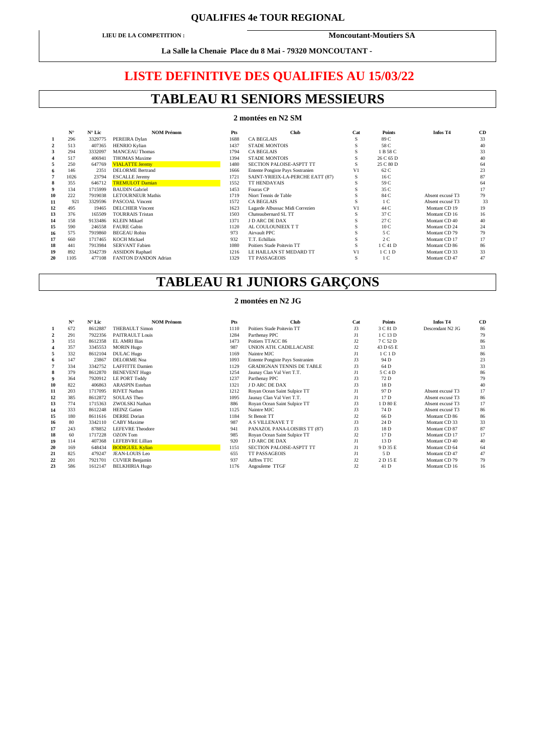## QUALIFIES 4e TOUR REGIONAL

**LIEU DE LA COMPETITION :** **Moncoutant-Moutiers SA**

**La Salle la Chenaie Place du 8 Mai - 79320 MONCOUTANT -**

# LISTE DEFINITIVE DES QUALIFIES AU 15/03/22

# TABLEAU R1 SENIORS MESSIEURS

### 2 montées en N2 SM

| | N° | N° Lic | NOM Prénom | Pts | Club | Cat | Points | Infos T4 | CD |
|---|---|---|---|---|---|---|---|---|---|
| 1 | 296 | 3329775 | PEREIRA Dylan | 1688 | CA BEGLAIS | S | 89 C | | 33 |
| 2 | 513 | 407365 | HENRIO Kylian | 1437 | STADE MONTOIS | S | 58 C | | 40 |
| 3 | 294 | 3332097 | MANCEAU Thomas | 1794 | CA BEGLAIS | S | 1 B 58 C | | 33 |
| 4 | 517 | 406941 | THOMAS Maxime | 1394 | STADE MONTOIS | S | 26 C 65 D | | 40 |
| 5 | 250 | 647769 | VIALATTE Jeremy | 1480 | SECTION PALOISE-ASPTT TT | S | 25 C 80 D | | 64 |
| 6 | 146 | 2351 | DELORME Bertrand | 1666 | Entente Pongiste Pays Sostranien | V1 | 62 C | | 23 |
| 7 | 1026 | 23794 | ESCALLE Jeremy | 1721 | SAINT-YRIEIX-LA-PERCHE EATT (87) | S | 16 C | | 87 |
| 8 | 355 | 646712 | TREMULOT Damian | 1552 | TT HENDAYAIS | S | 59 C | | 64 |
| 9 | 134 | 1715999 | BAUDIN Gabriel | 1453 | Fouras CP | S | 35 C | | 17 |
| 10 | 222 | 7919038 | LETOURNEUR Mathis | 1719 | Niort Tennis de Table | S | 84 C | Absent excusé T3 | 79 |
| 11 | 921 | 3329596 | PASCOAL Vincent | 1572 | CA BEGLAIS | S | 1 C | Absent excusé T3 | 33 |
| 12 | 495 | 19465 | DELCHIER Vincent | 1623 | Lagarde Albussac Midi Correzien | V1 | 44 C | Montant CD 19 | 19 |
| 13 | 376 | 165509 | TOURRAIS Tristan | 1503 | Chateaubernard SL TT | S | 37 C | Montant CD 16 | 16 |
| 14 | 158 | 9133486 | KLEIN Mikael | 1371 | J D ARC DE DAX | S | 27 C | Montant CD 40 | 40 |
| 15 | 590 | 246558 | FAURE Gabin | 1120 | AL COULOUNIEIX T T | S | 10 C | Montant CD 24 | 24 |
| 16 | 575 | 7919860 | BEGEAU Robin | 973 | Airvault PPC | S | 5 C | Montant CD 79 | 79 |
| 17 | 660 | 1717465 | KOCH Mickael | 932 | T.T. Echillais | S | 2 C | Montant CD 17 | 17 |
| 18 | 441 | 7913984 | SERVANT Fabien | 1080 | Poitiers Stade Poitevin TT | S | 1 C 41 D | Montant CD 86 | 86 |
| 19 | 892 | 3342739 | ASSIDON Raphael | 1216 | LE HAILLAN ST MEDARD TT | V1 | 1 C 1 D | Montant CD 33 | 33 |
| 20 | 1105 | 477108 | FANTON D'ANDON Adrian | 1329 | TT PASSAGEOIS | S | 1 C | Montant CD 47 | 47 |

# TABLEAU R1 JUNIORS GARÇONS

### 2 montées en N2 JG

| | N° | N° Lic | NOM Prénom | Pts | Club | Cat | Points | Infos T4 | CD |
|---|---|---|---|---|---|---|---|---|---|
| 1 | 672 | 8612887 | THEBAULT Simon | 1110 | Poitiers Stade Poitevin TT | J3 | 3 C 81 D | Descendant N2 JG | 86 |
| 2 | 291 | 7922356 | PAITRAULT Louis | 1284 | Parthenay PPC | J1 | 1 C 13 D | | 79 |
| 3 | 151 | 8612358 | EL AMRI Ilias | 1473 | Poitiers TTACC 86 | J2 | 7 C 52 D | | 86 |
| 4 | 357 | 3345553 | MORIN Hugo | 987 | UNION ATH. CADILLACAISE | J2 | 43 D 65 E | | 33 |
| 5 | 332 | 8612104 | DULAC Hugo | 1169 | Naintre MJC | J1 | 1 C 1 D | | 86 |
| 6 | 147 | 23867 | DELORME Noa | 1093 | Entente Pongiste Pays Sostranien | J3 | 94 D | | 23 |
| 7 | 334 | 3342752 | LAFFITTE Damien | 1129 | GRADIGNAN TENNIS DE TABLE | J3 | 64 D | | 33 |
| 8 | 379 | 8612870 | BENEVENT Hugo | 1254 | Jaunay Clan Val Vert T.T. | J1 | 5 C 4 D | | 86 |
| 9 | 364 | 7920912 | LE PORT Teddy | 1237 | Parthenay PPC | J3 | 72 D | | 79 |
| 10 | 822 | 406863 | ARASPIN Esteban | 1321 | J D ARC DE DAX | J3 | 18 D | | 40 |
| 11 | 203 | 1717095 | RIVET Nathan | 1212 | Royan Ocean Saint Sulpice TT | J1 | 97 D | Absent excusé T3 | 17 |
| 12 | 385 | 8612872 | SOULAS Theo | 1095 | Jaunay Clan Val Vert T.T. | J1 | 17 D | Absent excusé T3 | 86 |
| 13 | 774 | 1715363 | ZWOLSKI Nathan | 886 | Royan Ocean Saint Sulpice TT | J3 | 1 D 80 E | Absent excusé T3 | 17 |
| 14 | 333 | 8612248 | HEINZ Gatien | 1125 | Naintre MJC | J3 | 74 D | Absent excusé T3 | 86 |
| 15 | 180 | 8611616 | DERRE Dorian | 1184 | St Benoit TT | J2 | 66 D | Montant CD 86 | 86 |
| 16 | 80 | 3342110 | CABY Maxime | 987 | A S VILLENAVE T T | J3 | 24 D | Montant CD 33 | 33 |
| 17 | 243 | 878852 | LEFEVRE Theodore | 941 | PANAZOL PANA-LOISIRS TT (87) | J3 | 18 D | Montant CD 87 | 87 |
| 18 | 60 | 1717228 | OZON Tom | 985 | Royan Ocean Saint Sulpice TT | J2 | 17 D | Montant CD 17 | 17 |
| 19 | 114 | 407368 | LEFEBVRE Lillian | 920 | J D ARC DE DAX | J1 | 13 D | Montant CD 40 | 40 |
| 20 | 169 | 648434 | BODIGUEL Kylian | 1151 | SECTION PALOISE-ASPTT TT | J1 | 9 D 35 E | Montant CD 64 | 64 |
| 21 | 825 | 479247 | JEAN-LOUIS Leo | 655 | TT PASSAGEOIS | J1 | 5 D | Montant CD 47 | 47 |
| 22 | 201 | 7921701 | CUVIER Benjamin | 937 | Aiffres TTC | J2 | 2 D 15 E | Montant CD 79 | 79 |
| 23 | 586 | 1612147 | BELKHIRIA Hugo | 1176 | Angouleme TTGF | J2 | 41 D | Montant CD 16 | 16 |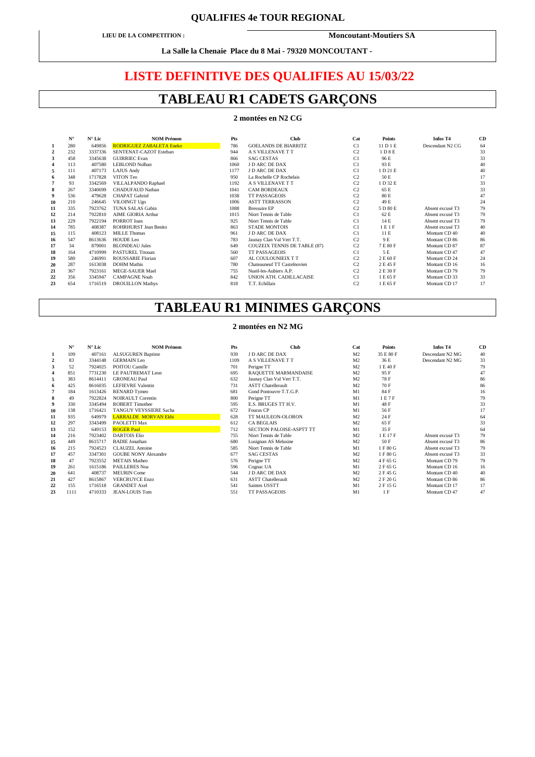## QUALIFIES 4e TOUR REGIONAL

**LIEU DE LA COMPETITION :** **Moncoutant-Moutiers SA**

**La Salle la Chenaie Place du 8 Mai - 79320 MONCOUTANT -**

# LISTE DEFINITIVE DES QUALIFIES AU 15/03/22

# TABLEAU R1 CADETS GARÇONS

**2 montées en N2 CG**

| | N° | N° Lic | NOM Prénom | Pts | Club | Cat | Points | Infos T4 | CD |
|---|---|---|---|---|---|---|---|---|---|
| 1 | 280 | 649856 | RODRIGUEZ ZABALETA Eneko | 786 | GOELANDS DE BIARRITZ | C1 | 11 D 1 E | Descendant N2 CG | 64 |
| 2 | 232 | 3337336 | SENTENAT-CAZOT Esteban | 944 | A S VILLENAVE T T | C2 | 1 D 8 E | | 33 |
| 3 | 458 | 3345638 | GUIRRIEC Evan | 866 | SAG CESTAS | C1 | 96 E | | 33 |
| 4 | 113 | 407580 | LEBLOND Nolhan | 1060 | J D ARC DE DAX | C1 | 93 E | | 40 |
| 5 | 111 | 407173 | LAJUS Andy | 1177 | J D ARC DE DAX | C1 | 1 D 21 E | | 40 |
| 6 | 348 | 1717828 | VITON Teo | 950 | La Rochelle CP Rochelais | C2 | 50 E | | 17 |
| 7 | 93 | 3342569 | VILLALPANDO Raphael | 1192 | A S VILLENAVE T T | C2 | 1 D 32 E | | 33 |
| 8 | 267 | 3340699 | CHADUFAUD Nathan | 1041 | CAM BORDEAUX | C2 | 65 E | | 33 |
| 9 | 536 | 479628 | CHAPAT Gabriel | 1038 | TT PASSAGEOIS | C2 | 80 E | | 47 |
| 10 | 210 | 246645 | VILOINGT Ugo | 1006 | ASTT TERRASSON | C2 | 49 E | | 24 |
| 11 | 335 | 7923762 | TUNA SALAS Gabin | 1088 | Bressuire EP | C2 | 5 D 80 E | Absent excusé T3 | 79 |
| 12 | 214 | 7922810 | AIME GIORIA Arthur | 1015 | Niort Tennis de Table | C1 | 62 E | Absent excusé T3 | 79 |
| 13 | 229 | 7922194 | PORROT Ioan | 925 | Niort Tennis de Table | C1 | 14 E | Absent excusé T3 | 79 |
| 14 | 785 | 408387 | ROHRHURST Jean Benito | 863 | STADE MONTOIS | C1 | 1 E 1 F | Absent excusé T3 | 40 |
| 15 | 115 | 408123 | MILLE Thomas | 961 | J D ARC DE DAX | C1 | 11 E | Montant CD 40 | 40 |
| 16 | 547 | 8613636 | HOUDE Leo | 783 | Jaunay Clan Val Vert T.T. | C2 | 9 E | Montant CD 86 | 86 |
| 17 | 34 | 879001 | BLONDEAU Jules | 649 | COUZEIX TENNIS DE TABLE (87) | C2 | 7 E 80 F | Montant CD 87 | 87 |
| 18 | 164 | 4710999 | PASTUREL Titouan | 560 | TT PASSAGEOIS | C1 | 5 E | Montant CD 47 | 47 |
| 19 | 580 | 246991 | ROUSSARIE Florian | 607 | AL COULOUNIEIX T T | C2 | 2 E 60 F | Montant CD 24 | 24 |
| 20 | 287 | 1613038 | DOHM Mathis | 780 | Chateauneuf TT Castelnovien | C2 | 2 E 45 F | Montant CD 16 | 16 |
| 21 | 367 | 7923161 | MEGE-SAUER Mael | 755 | Nueil-les-Aubiers A.P. | C2 | 2 E 30 F | Montant CD 79 | 79 |
| 22 | 356 | 3345947 | CAMPAGNE Noah | 842 | UNION ATH. CADILLACAISE | C1 | 1 E 65 F | Montant CD 33 | 33 |
| 23 | 654 | 1716519 | DROUILLON Mathys | 818 | T.T. Echillais | C2 | 1 E 65 F | Montant CD 17 | 17 |

# TABLEAU R1 MINIMES GARÇONS

**2 montées en N2 MG**

| | N° | N° Lic | NOM Prénom | Pts | Club | Cat | Points | Infos T4 | CD |
|---|---|---|---|---|---|---|---|---|---|
| 1 | 109 | 407161 | ALSUGUREN Baptiste | 939 | J D ARC DE DAX | M2 | 35 E 80 F | Descendant N2 MG | 40 |
| 2 | 83 | 3344148 | GERMAIN Leo | 1109 | A S VILLENAVE T T | M2 | 36 E | Descendant N2 MG | 33 |
| 3 | 52 | 7924025 | POITOU Camille | 701 | Perigne TT | M2 | 1 E 40 F | | 79 |
| 4 | 851 | 7731230 | LE PAUTREMAT Leon | 695 | RAQUETTE MARMANDAISE | M2 | 95 F | | 47 |
| 5 | 383 | 8614411 | GRONEAU Paul | 632 | Jaunay Clan Val Vert T.T. | M2 | 78 F | | 86 |
| 6 | 425 | 8616035 | LEFIEVRE Valentin | 731 | ASTT Chatellerault | M2 | 70 F | | 86 |
| 7 | 184 | 1613426 | RENARD Tymeo | 681 | Gond Pontouvre T.T.G.P. | M1 | 84 F | | 16 |
| 8 | 49 | 7922824 | NOIRAULT Corentin | 800 | Perigne TT | M1 | 1 E 7 F | | 79 |
| 9 | 330 | 3345494 | ROBERT Timothee | 595 | E.S. BRUGES TT H.V. | M1 | 48 F | | 33 |
| 10 | 138 | 1716421 | TANGUY VEYSSIERE Sacha | 672 | Fouras CP | M1 | 56 F | | 17 |
| 11 | 935 | 649979 | LARRALDE MORVAN Ekhi | 628 | TT MAULEON-OLORON | M2 | 24 F | | 64 |
| 12 | 297 | 3343499 | PAOLETTI Max | 612 | CA BEGLAIS | M2 | 65 F | | 33 |
| 13 | 152 | 649153 | ROGER Paul | 712 | SECTION PALOISE-ASPTT TT | M1 | 35 F | | 64 |
| 14 | 216 | 7923402 | DARTOIS Elio | 755 | Niort Tennis de Table | M2 | 1 E 17 F | Absent excusé T3 | 79 |
| 15 | 449 | 8615717 | BADIE Jonathan | 680 | Lusignan AS Melusine | M2 | 50 F | Absent excusé T3 | 86 |
| 16 | 215 | 7924523 | CLAUZEL Antoine | 585 | Niort Tennis de Table | M1 | 1 F 80 G | Absent excusé T3 | 79 |
| 17 | 457 | 3347301 | GOUBE NONY Alexandre | 677 | SAG CESTAS | M2 | 1 F 80 G | Absent excusé T3 | 33 |
| 18 | 47 | 7923552 | METAIS Matheo | 576 | Perigne TT | M2 | 4 F 65 G | Montant CD 79 | 79 |
| 19 | 261 | 1615186 | PAILLERES Noa | 596 | Cognac UA | M1 | 2 F 65 G | Montant CD 16 | 16 |
| 20 | 641 | 408737 | MEURIN Come | 544 | J D ARC DE DAX | M2 | 2 F 45 G | Montant CD 40 | 40 |
| 21 | 427 | 8615867 | VERCRUYCE Enzo | 631 | ASTT Chatellerault | M2 | 2 F 20 G | Montant CD 86 | 86 |
| 22 | 155 | 1716518 | GRANDET Axel | 541 | Saintes USSTT | M1 | 2 F 15 G | Montant CD 17 | 17 |
| 23 | 1111 | 4710333 | JEAN-LOUIS Tom | 551 | TT PASSAGEOIS | M1 | 1 F | Montant CD 47 | 47 |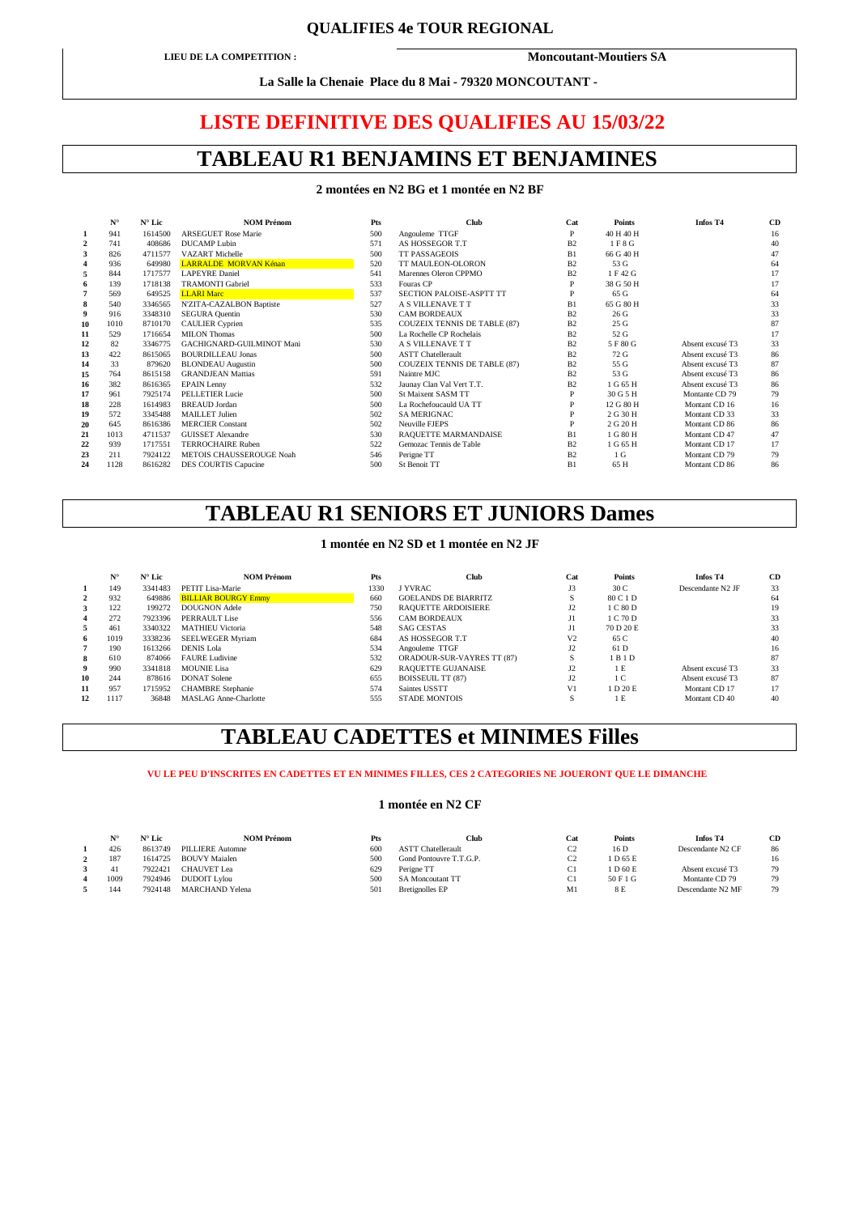## QUALIFIES 4e TOUR REGIONAL

**LIEU DE LA COMPETITION :** **Moncoutant-Moutiers SA**

**La Salle la Chenaie Place du 8 Mai - 79320 MONCOUTANT -**

# LISTE DEFINITIVE DES QUALIFIES AU 15/03/22

# TABLEAU R1 BENJAMINS ET BENJAMINES

**2 montées en N2 BG et 1 montée en N2 BF**

| | N° | N° Lic | NOM Prénom | Pts | Club | Cat | Points | Infos T4 | CD |
|---|---|---|---|---|---|---|---|---|---|
| 1 | 941 | 1614500 | ARSEGUET Rose Marie | 500 | Angouleme TTGF | P | 40 H 40 H | | 16 |
| 2 | 741 | 408686 | DUCAMP Lubin | 571 | AS HOSSEGOR T.T | B2 | 1 F 8 G | | 40 |
| 3 | 826 | 4711577 | VAZART Michelle | 500 | TT PASSAGEOIS | B1 | 66 G 40 H | | 47 |
| 4 | 936 | 649980 | LARRALDE MORVAN Kénan | 520 | TT MAULEON-OLORON | B2 | 53 G | | 64 |
| 5 | 844 | 1717577 | LAPEYRE Daniel | 541 | Marennes Oleron CPPMO | B2 | 1 F 42 G | | 17 |
| 6 | 139 | 1718138 | TRAMONTI Gabriel | 533 | Fouras CP | P | 38 G 50 H | | 17 |
| 7 | 569 | 649525 | LLARI Marc | 537 | SECTION PALOISE-ASPTT TT | P | 65 G | | 64 |
| 8 | 540 | 3346565 | N'ZITA-CAZALBON Baptiste | 527 | A S VILLENAVE T T | B1 | 65 G 80 H | | 33 |
| 9 | 916 | 3348310 | SEGURA Quentin | 530 | CAM BORDEAUX | B2 | 26 G | | 33 |
| 10 | 1010 | 8710170 | CAULIER Cyprien | 535 | COUZEIX TENNIS DE TABLE (87) | B2 | 25 G | | 87 |
| 11 | 529 | 1716654 | MILON Thomas | 500 | La Rochelle CP Rochelais | B2 | 52 G | | 17 |
| 12 | 82 | 3346775 | GACHIGNARD-GUILMINOT Mani | 530 | A S VILLENAVE T T | B2 | 5 F 80 G | Absent excusé T3 | 33 |
| 13 | 422 | 8615065 | BOURDILLEAU Jonas | 500 | ASTT Chatellerault | B2 | 72 G | Absent excusé T3 | 86 |
| 14 | 33 | 879620 | BLONDEAU Augustin | 500 | COUZEIX TENNIS DE TABLE (87) | B2 | 55 G | Absent excusé T3 | 87 |
| 15 | 764 | 8615158 | GRANDJEAN Mattias | 591 | Naintre MJC | B2 | 53 G | Absent excusé T3 | 86 |
| 16 | 382 | 8616365 | EPAIN Lenny | 532 | Jaunay Clan Val Vert T.T. | B2 | 1 G 65 H | Absent excusé T3 | 86 |
| 17 | 961 | 7925174 | PELLETIER Lucie | 500 | St Maixent SASM TT | P | 30 G 5 H | Montante CD 79 | 79 |
| 18 | 228 | 1614983 | BREAUD Jordan | 500 | La Rochefoucauld UA TT | P | 12 G 80 H | Montant CD 16 | 16 |
| 19 | 572 | 3345488 | MAILLET Julien | 502 | SA MERIGNAC | P | 2 G 30 H | Montant CD 33 | 33 |
| 20 | 645 | 8616386 | MERCIER Constant | 502 | Neuville FJEPS | P | 2 G 20 H | Montant CD 86 | 86 |
| 21 | 1013 | 4711537 | GUISSET Alexandre | 530 | RAQUETTE MARMANDAISE | B1 | 1 G 80 H | Montant CD 47 | 47 |
| 22 | 939 | 1717551 | TERROCHAIRE Ruben | 522 | Gemozac Tennis de Table | B2 | 1 G 65 H | Montant CD 17 | 17 |
| 23 | 211 | 7924122 | METOIS CHAUSSEROUGE Noah | 546 | Perigne TT | B2 | 1 G | Montant CD 79 | 79 |
| 24 | 1128 | 8616282 | DES COURTIS Capucine | 500 | St Benoit TT | B1 | 65 H | Montant CD 86 | 86 |

# TABLEAU R1 SENIORS ET JUNIORS Dames

**1 montée en N2 SD et 1 montée en N2 JF**

| | N° | N° Lic | NOM Prénom | Pts | Club | Cat | Points | Infos T4 | CD |
|---|---|---|---|---|---|---|---|---|---|
| 1 | 149 | 3341483 | PETIT Lisa-Marie | 1330 | J YVRAC | J3 | 30 C | Descendante N2 JF | 33 |
| 2 | 932 | 649886 | BILLIAR BOURGY Emmy | 660 | GOELANDS DE BIARRITZ | S | 80 C 1 D | | 64 |
| 3 | 122 | 199272 | DOUGNON Adele | 750 | RAQUETTE ARDOISIERE | J2 | 1 C 80 D | | 19 |
| 4 | 272 | 7923396 | PERRAULT Lise | 556 | CAM BORDEAUX | J1 | 1 C 70 D | | 33 |
| 5 | 461 | 3340322 | MATHIEU Victoria | 548 | SAG CESTAS | J1 | 70 D 20 E | | 33 |
| 6 | 1019 | 3338236 | SEELWEGER Myriam | 684 | AS HOSSEGOR T.T | V2 | 65 C | | 40 |
| 7 | 190 | 1613266 | DENIS Lola | 534 | Angouleme TTGF | J2 | 61 D | | 16 |
| 8 | 610 | 874066 | FAURE Ludivine | 532 | ORADOUR-SUR-VAYRES TT (87) | S | 1 B 1 D | | 87 |
| 9 | 990 | 3341818 | MOUNIE Lisa | 629 | RAQUETTE GUJANAISE | J2 | 1 E | Absent excusé T3 | 33 |
| 10 | 244 | 878616 | DONAT Solene | 655 | BOISSEUIL TT (87) | J2 | 1 C | Absent excusé T3 | 87 |
| 11 | 957 | 1715952 | CHAMBRE Stephanie | 574 | Saintes USSTT | V1 | 1 D 20 E | Montant CD 17 | 17 |
| 12 | 1117 | 36848 | MASLAG Anne-Charlotte | 555 | STADE MONTOIS | S | 1 E | Montant CD 40 | 40 |

# TABLEAU CADETTES et MINIMES Filles

**VU LE PEU D'INSCRITES EN CADETTES ET EN MINIMES FILLES, CES 2 CATEGORIES NE JOUERONT QUE LE DIMANCHE**

**1 montée en N2 CF**

| | N° | N° Lic | NOM Prénom | Pts | Club | Cat | Points | Infos T4 | CD |
|---|---|---|---|---|---|---|---|---|---|
| 1 | 426 | 8613749 | PILLIERE Automne | 600 | ASTT Chatellerault | C2 | 16 D | Descendante N2 CF | 86 |
| 2 | 187 | 1614725 | BOUVY Maialen | 500 | Gond Pontouvre T.T.G.P. | C2 | 1 D 65 E | | 16 |
| 3 | 41 | 7922421 | CHAUVET Lea | 629 | Perigne TT | C1 | 1 D 60 E | Absent excusé T3 | 79 |
| 4 | 1009 | 7924946 | DUDOIT Lylou | 500 | SA Moncoutant TT | C1 | 50 F 1 G | Montante CD 79 | 79 |
| 5 | 144 | 7924148 | MARCHAND Yelena | 501 | Bretignolles EP | M1 | 8 E | Descendante N2 MF | 79 |